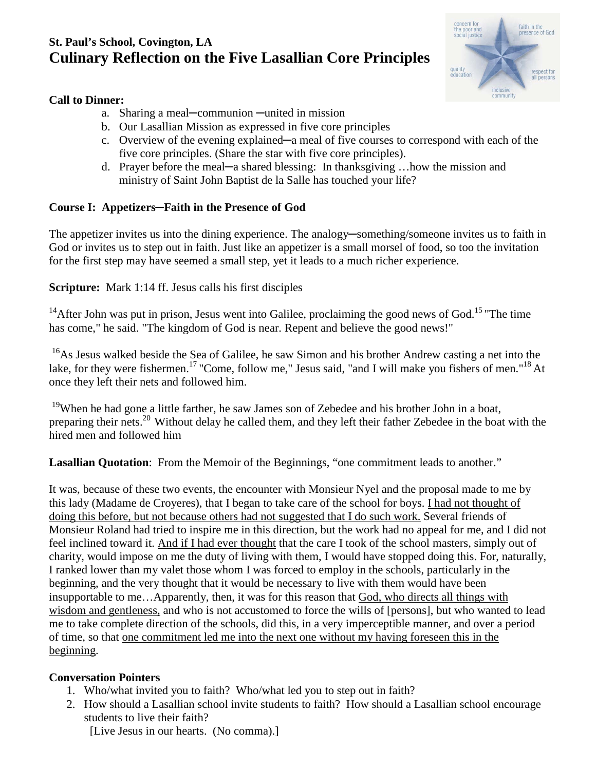**St. Paul's School, Covington, LA**

# Culinary Reflection on the Five Lasallian Core Principles

**Call to Dinner:**

a. Sharing a meal─communion ─united in mission
b. Our Lasallian Mission as expressed in five core principles
c. Overview of the evening explained─a meal of five courses to correspond with each of the five core principles. (Share the star with five core principles).
d. Prayer before the meal─a shared blessing: In thanksgiving …how the mission and ministry of Saint John Baptist de la Salle has touched your life?

**Course I: Appetizers─Faith in the Presence of God**

The appetizer invites us into the dining experience. The analogy─something/someone invites us to faith in God or invites us to step out in faith. Just like an appetizer is a small morsel of food, so too the invitation for the first step may have seemed a small step, yet it leads to a much richer experience.

**Scripture:** Mark 1:14 ff. Jesus calls his first disciples

[14]After John was put in prison, Jesus went into Galilee, proclaiming the good news of God.[15] "The time has come," he said. "The kingdom of God is near. Repent and believe the good news!"

[16]As Jesus walked beside the Sea of Galilee, he saw Simon and his brother Andrew casting a net into the lake, for they were fishermen.[17] "Come, follow me," Jesus said, "and I will make you fishers of men."[18] At once they left their nets and followed him.

[19]When he had gone a little farther, he saw James son of Zebedee and his brother John in a boat, preparing their nets.[20] Without delay he called them, and they left their father Zebedee in the boat with the hired men and followed him

**Lasallian Quotation**: From the Memoir of the Beginnings, "one commitment leads to another."

It was, because of these two events, the encounter with Monsieur Nyel and the proposal made to me by this lady (Madame de Croyeres), that I began to take care of the school for boys. <u>I had not thought of doing this before, but not because others had not suggested that I do such work.</u> Several friends of Monsieur Roland had tried to inspire me in this direction, but the work had no appeal for me, and I did not feel inclined toward it. <u>And if I had ever thought</u> that the care I took of the school masters, simply out of charity, would impose on me the duty of living with them, I would have stopped doing this. For, naturally, I ranked lower than my valet those whom I was forced to employ in the schools, particularly in the beginning, and the very thought that it would be necessary to live with them would have been insupportable to me…Apparently, then, it was for this reason that <u>God, who directs all things with wisdom and gentleness,</u> and who is not accustomed to force the wills of [persons], but who wanted to lead me to take complete direction of the schools, did this, in a very imperceptible manner, and over a period of time, so that <u>one commitment led me into the next one without my having foreseen this in the beginning</u>.

**Conversation Pointers**

1. Who/what invited you to faith? Who/what led you to step out in faith?
2. How should a Lasallian school invite students to faith? How should a Lasallian school encourage students to live their faith?
   [Live Jesus in our hearts. (No comma).]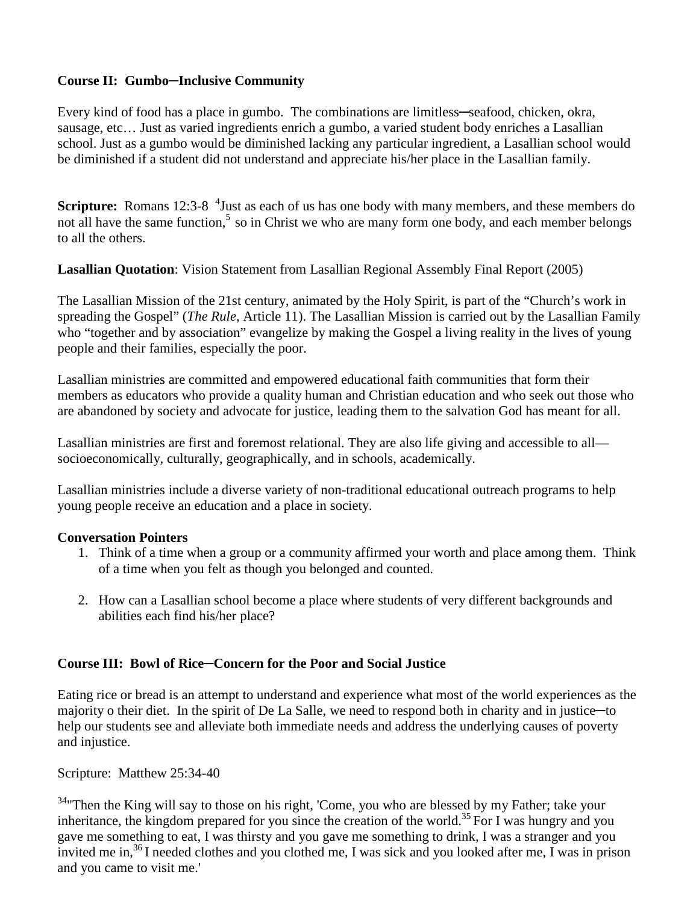**Course II: Gumbo─Inclusive Community**

Every kind of food has a place in gumbo. The combinations are limitless─seafood, chicken, okra, sausage, etc… Just as varied ingredients enrich a gumbo, a varied student body enriches a Lasallian school. Just as a gumbo would be diminished lacking any particular ingredient, a Lasallian school would be diminished if a student did not understand and appreciate his/her place in the Lasallian family.

**Scripture:** Romans 12:3-8 [4]Just as each of us has one body with many members, and these members do not all have the same function,[5] so in Christ we who are many form one body, and each member belongs to all the others.

**Lasallian Quotation**: Vision Statement from Lasallian Regional Assembly Final Report (2005)

The Lasallian Mission of the 21st century, animated by the Holy Spirit, is part of the "Church's work in spreading the Gospel" (*The Rule*, Article 11). The Lasallian Mission is carried out by the Lasallian Family who "together and by association" evangelize by making the Gospel a living reality in the lives of young people and their families, especially the poor.

Lasallian ministries are committed and empowered educational faith communities that form their members as educators who provide a quality human and Christian education and who seek out those who are abandoned by society and advocate for justice, leading them to the salvation God has meant for all.

Lasallian ministries are first and foremost relational. They are also life giving and accessible to all—socioeconomically, culturally, geographically, and in schools, academically.

Lasallian ministries include a diverse variety of non-traditional educational outreach programs to help young people receive an education and a place in society.

**Conversation Pointers**

1. Think of a time when a group or a community affirmed your worth and place among them. Think of a time when you felt as though you belonged and counted.

2. How can a Lasallian school become a place where students of very different backgrounds and abilities each find his/her place?

**Course III: Bowl of Rice─Concern for the Poor and Social Justice**

Eating rice or bread is an attempt to understand and experience what most of the world experiences as the majority o their diet. In the spirit of De La Salle, we need to respond both in charity and in justice─to help our students see and alleviate both immediate needs and address the underlying causes of poverty and injustice.

Scripture: Matthew 25:34-40

[34]"Then the King will say to those on his right, 'Come, you who are blessed by my Father; take your inheritance, the kingdom prepared for you since the creation of the world.[35] For I was hungry and you gave me something to eat, I was thirsty and you gave me something to drink, I was a stranger and you invited me in,[36] I needed clothes and you clothed me, I was sick and you looked after me, I was in prison and you came to visit me.'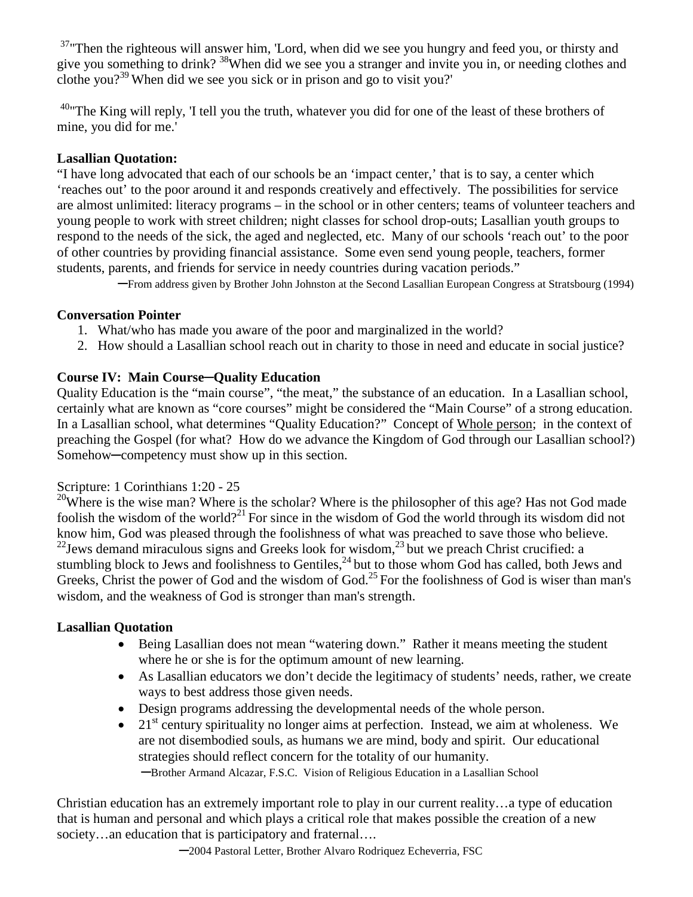[37]"Then the righteous will answer him, 'Lord, when did we see you hungry and feed you, or thirsty and give you something to drink? [38]When did we see you a stranger and invite you in, or needing clothes and clothe you?[39] When did we see you sick or in prison and go to visit you?'

[40]"The King will reply, 'I tell you the truth, whatever you did for one of the least of these brothers of mine, you did for me.'

**Lasallian Quotation:**

"I have long advocated that each of our schools be an 'impact center,' that is to say, a center which 'reaches out' to the poor around it and responds creatively and effectively. The possibilities for service are almost unlimited: literacy programs – in the school or in other centers; teams of volunteer teachers and young people to work with street children; night classes for school drop-outs; Lasallian youth groups to respond to the needs of the sick, the aged and neglected, etc. Many of our schools 'reach out' to the poor of other countries by providing financial assistance. Some even send young people, teachers, former students, parents, and friends for service in needy countries during vacation periods."

─From address given by Brother John Johnston at the Second Lasallian European Congress at Stratsbourg (1994)

**Conversation Pointer**

1. What/who has made you aware of the poor and marginalized in the world?
2. How should a Lasallian school reach out in charity to those in need and educate in social justice?

**Course IV: Main Course─Quality Education**

Quality Education is the "main course", "the meat," the substance of an education. In a Lasallian school, certainly what are known as "core courses" might be considered the "Main Course" of a strong education. In a Lasallian school, what determines "Quality Education?" Concept of Whole person; in the context of preaching the Gospel (for what? How do we advance the Kingdom of God through our Lasallian school?) Somehow─competency must show up in this section.

Scripture: 1 Corinthians 1:20 - 25

[20]Where is the wise man? Where is the scholar? Where is the philosopher of this age? Has not God made foolish the wisdom of the world?[21] For since in the wisdom of God the world through its wisdom did not know him, God was pleased through the foolishness of what was preached to save those who believe. [22]Jews demand miraculous signs and Greeks look for wisdom,[23] but we preach Christ crucified: a stumbling block to Jews and foolishness to Gentiles,[24] but to those whom God has called, both Jews and Greeks, Christ the power of God and the wisdom of God.[25] For the foolishness of God is wiser than man's wisdom, and the weakness of God is stronger than man's strength.

**Lasallian Quotation**

- Being Lasallian does not mean "watering down." Rather it means meeting the student where he or she is for the optimum amount of new learning.
- As Lasallian educators we don't decide the legitimacy of students' needs, rather, we create ways to best address those given needs.
- Design programs addressing the developmental needs of the whole person.
- 21st century spirituality no longer aims at perfection. Instead, we aim at wholeness. We are not disembodied souls, as humans we are mind, body and spirit. Our educational strategies should reflect concern for the totality of our humanity.

─Brother Armand Alcazar, F.S.C. Vision of Religious Education in a Lasallian School

Christian education has an extremely important role to play in our current reality…a type of education that is human and personal and which plays a critical role that makes possible the creation of a new society…an education that is participatory and fraternal….

─2004 Pastoral Letter, Brother Alvaro Rodriquez Echeverria, FSC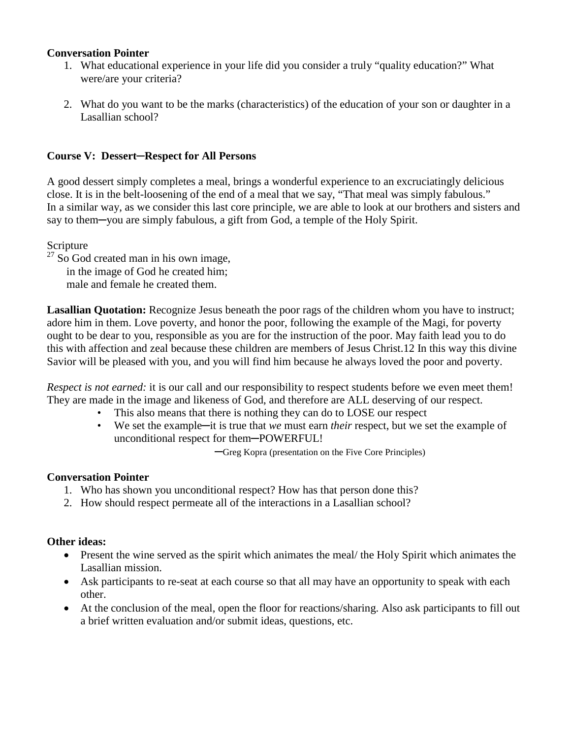**Conversation Pointer**

1. What educational experience in your life did you consider a truly “quality education?” What were/are your criteria?

2. What do you want to be the marks (characteristics) of the education of your son or daughter in a Lasallian school?

**Course V: Dessert─Respect for All Persons**

A good dessert simply completes a meal, brings a wonderful experience to an excruciatingly delicious close. It is in the belt-loosening of the end of a meal that we say, “That meal was simply fabulous.” In a similar way, as we consider this last core principle, we are able to look at our brothers and sisters and say to them─you are simply fabulous, a gift from God, a temple of the Holy Spirit.

Scripture

[27] So God created man in his own image,
in the image of God he created him;
male and female he created them.

**Lasallian Quotation:** Recognize Jesus beneath the poor rags of the children whom you have to instruct; adore him in them. Love poverty, and honor the poor, following the example of the Magi, for poverty ought to be dear to you, responsible as you are for the instruction of the poor. May faith lead you to do this with affection and zeal because these children are members of Jesus Christ.12 In this way this divine Savior will be pleased with you, and you will find him because he always loved the poor and poverty.

*Respect is not earned:* it is our call and our responsibility to respect students before we even meet them! They are made in the image and likeness of God, and therefore are ALL deserving of our respect.

- This also means that there is nothing they can do to LOSE our respect
- We set the example─it is true that *we* must earn *their* respect, but we set the example of unconditional respect for them─POWERFUL!

─Greg Kopra (presentation on the Five Core Principles)

**Conversation Pointer**

1. Who has shown you unconditional respect? How has that person done this?
2. How should respect permeate all of the interactions in a Lasallian school?

**Other ideas:**

- Present the wine served as the spirit which animates the meal/ the Holy Spirit which animates the Lasallian mission.
- Ask participants to re-seat at each course so that all may have an opportunity to speak with each other.
- At the conclusion of the meal, open the floor for reactions/sharing. Also ask participants to fill out a brief written evaluation and/or submit ideas, questions, etc.